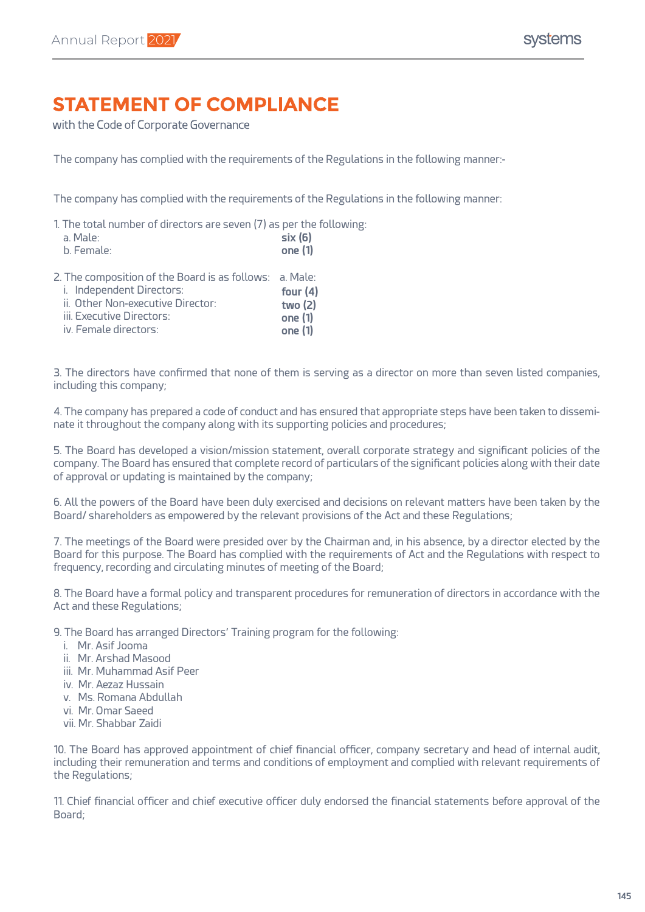# STATEMENT OF COMPLIANCE

with the Code of Corporate Governance

The company has complied with the requirements of the Regulations in the following manner:-

The company has complied with the requirements of the Regulations in the following manner:

1. The total number of directors are seven (7) as per the following:

| | |
|---|---|
| a. Male: | **six (6)** |
| b. Female: | **one (1)** |

2. The composition of the Board is as follows:

| | a. Male: |
|---|---|
| i. Independent Directors: | **four (4)** |
| ii. Other Non-executive Director: | **two (2)** |
| iii. Executive Directors: | **one (1)** |
| iv. Female directors: | **one (1)** |

3. The directors have confirmed that none of them is serving as a director on more than seven listed companies, including this company;

4. The company has prepared a code of conduct and has ensured that appropriate steps have been taken to disseminate it throughout the company along with its supporting policies and procedures;

5. The Board has developed a vision/mission statement, overall corporate strategy and significant policies of the company. The Board has ensured that complete record of particulars of the significant policies along with their date of approval or updating is maintained by the company;

6. All the powers of the Board have been duly exercised and decisions on relevant matters have been taken by the Board/ shareholders as empowered by the relevant provisions of the Act and these Regulations;

7. The meetings of the Board were presided over by the Chairman and, in his absence, by a director elected by the Board for this purpose. The Board has complied with the requirements of Act and the Regulations with respect to frequency, recording and circulating minutes of meeting of the Board;

8. The Board have a formal policy and transparent procedures for remuneration of directors in accordance with the Act and these Regulations;

9. The Board has arranged Directors' Training program for the following:
   i. Mr. Asif Jooma
   ii. Mr. Arshad Masood
   iii. Mr. Muhammad Asif Peer
   iv. Mr. Aezaz Hussain
   v. Ms. Romana Abdullah
   vi. Mr. Omar Saeed
   vii. Mr. Shabbar Zaidi

10. The Board has approved appointment of chief financial officer, company secretary and head of internal audit, including their remuneration and terms and conditions of employment and complied with relevant requirements of the Regulations;

11. Chief financial officer and chief executive officer duly endorsed the financial statements before approval of the Board;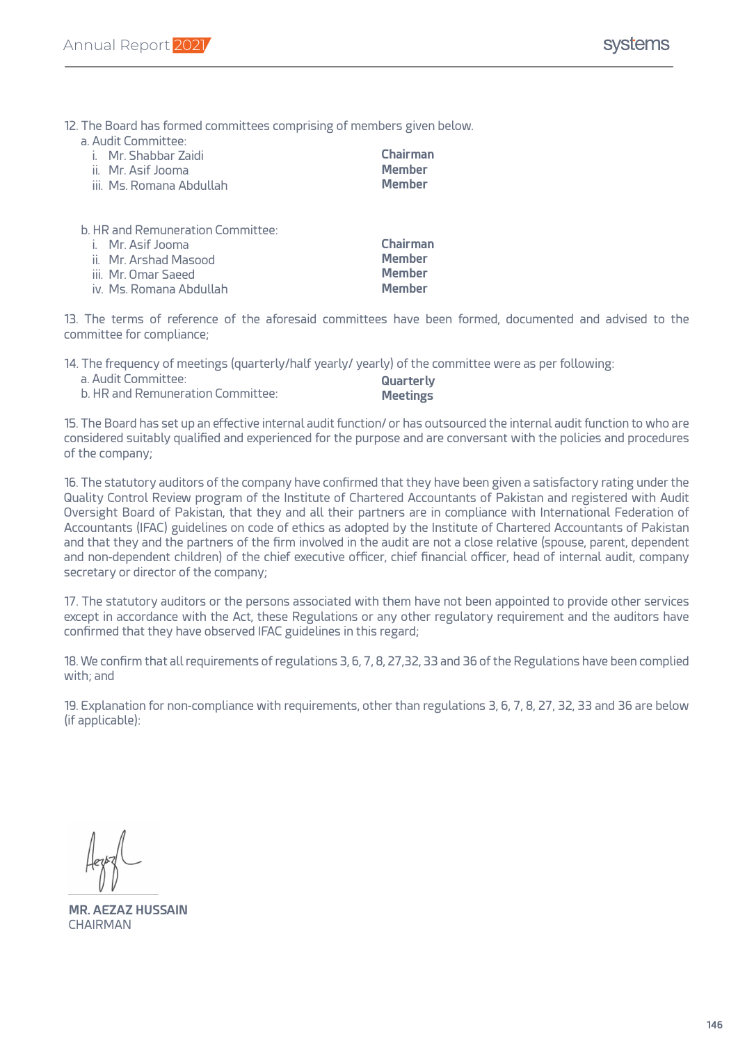12. The Board has formed committees comprising of members given below.

a. Audit Committee:

| | |
|---|---|
| i. Mr. Shabbar Zaidi | **Chairman** |
| ii. Mr. Asif Jooma | **Member** |
| iii. Ms. Romana Abdullah | **Member** |

b. HR and Remuneration Committee:

| | |
|---|---|
| i. Mr. Asif Jooma | **Chairman** |
| ii. Mr. Arshad Masood | **Member** |
| iii. Mr. Omar Saeed | **Member** |
| iv. Ms. Romana Abdullah | **Member** |

13. The terms of reference of the aforesaid committees have been formed, documented and advised to the committee for compliance;

14. The frequency of meetings (quarterly/half yearly/ yearly) of the committee were as per following:

| | |
|---|---|
| a. Audit Committee: | **Quarterly** |
| b. HR and Remuneration Committee: | **Meetings** |

15. The Board has set up an effective internal audit function/ or has outsourced the internal audit function to who are considered suitably qualified and experienced for the purpose and are conversant with the policies and procedures of the company;

16. The statutory auditors of the company have confirmed that they have been given a satisfactory rating under the Quality Control Review program of the Institute of Chartered Accountants of Pakistan and registered with Audit Oversight Board of Pakistan, that they and all their partners are in compliance with International Federation of Accountants (IFAC) guidelines on code of ethics as adopted by the Institute of Chartered Accountants of Pakistan and that they and the partners of the firm involved in the audit are not a close relative (spouse, parent, dependent and non-dependent children) of the chief executive officer, chief financial officer, head of internal audit, company secretary or director of the company;

17. The statutory auditors or the persons associated with them have not been appointed to provide other services except in accordance with the Act, these Regulations or any other regulatory requirement and the auditors have confirmed that they have observed IFAC guidelines in this regard;

18. We confirm that all requirements of regulations 3, 6, 7, 8, 27,32, 33 and 36 of the Regulations have been complied with; and

19. Explanation for non-compliance with requirements, other than regulations 3, 6, 7, 8, 27, 32, 33 and 36 are below (if applicable):

**MR. AEZAZ HUSSAIN**
CHAIRMAN